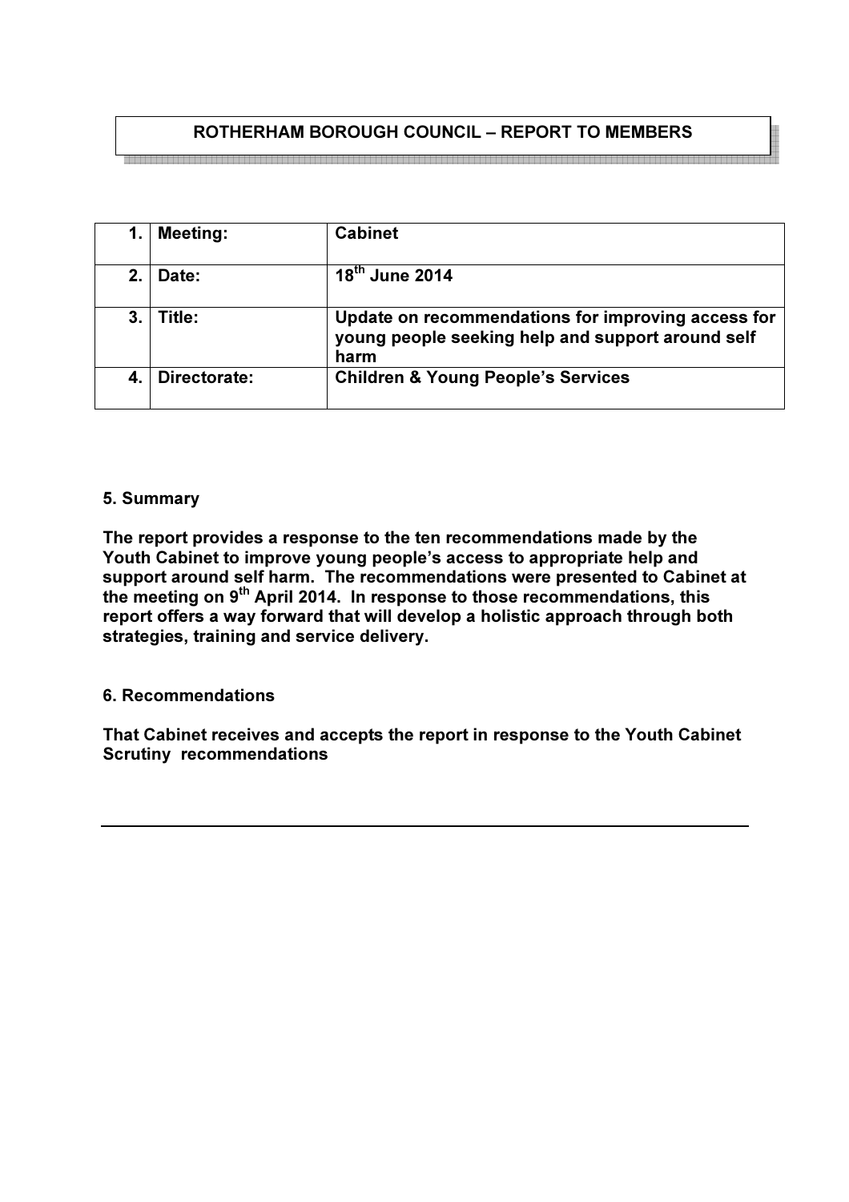# ROTHERHAM BOROUGH COUNCIL – REPORT TO MEMBERS

| 1. | Meeting: | Cabinet |
|---|---|---|
| 2. | Date: | 18th June 2014 |
| 3. | Title: | Update on recommendations for improving access for young people seeking help and support around self harm |
| 4. | Directorate: | Children & Young People's Services |

**5. Summary**

**The report provides a response to the ten recommendations made by the Youth Cabinet to improve young people's access to appropriate help and support around self harm. The recommendations were presented to Cabinet at the meeting on 9th April 2014. In response to those recommendations, this report offers a way forward that will develop a holistic approach through both strategies, training and service delivery.**

**6. Recommendations**

**That Cabinet receives and accepts the report in response to the Youth Cabinet Scrutiny recommendations**

---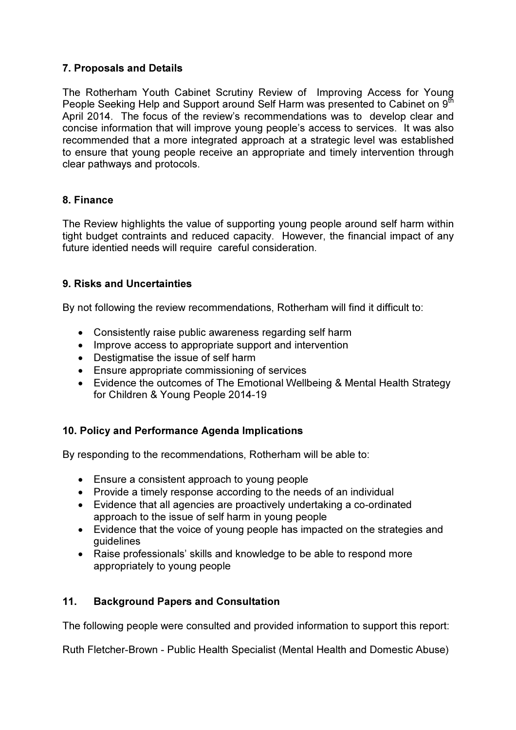## 7. Proposals and Details

The Rotherham Youth Cabinet Scrutiny Review of Improving Access for Young People Seeking Help and Support around Self Harm was presented to Cabinet on 9th April 2014. The focus of the review's recommendations was to develop clear and concise information that will improve young people's access to services. It was also recommended that a more integrated approach at a strategic level was established to ensure that young people receive an appropriate and timely intervention through clear pathways and protocols.

## 8. Finance

The Review highlights the value of supporting young people around self harm within tight budget contraints and reduced capacity. However, the financial impact of any future identied needs will require careful consideration.

## 9. Risks and Uncertainties

By not following the review recommendations, Rotherham will find it difficult to:

- Consistently raise public awareness regarding self harm
- Improve access to appropriate support and intervention
- Destigmatise the issue of self harm
- Ensure appropriate commissioning of services
- Evidence the outcomes of The Emotional Wellbeing & Mental Health Strategy for Children & Young People 2014-19

## 10. Policy and Performance Agenda Implications

By responding to the recommendations, Rotherham will be able to:

- Ensure a consistent approach to young people
- Provide a timely response according to the needs of an individual
- Evidence that all agencies are proactively undertaking a co-ordinated approach to the issue of self harm in young people
- Evidence that the voice of young people has impacted on the strategies and guidelines
- Raise professionals' skills and knowledge to be able to respond more appropriately to young people

## 11. Background Papers and Consultation

The following people were consulted and provided information to support this report:

Ruth Fletcher-Brown - Public Health Specialist (Mental Health and Domestic Abuse)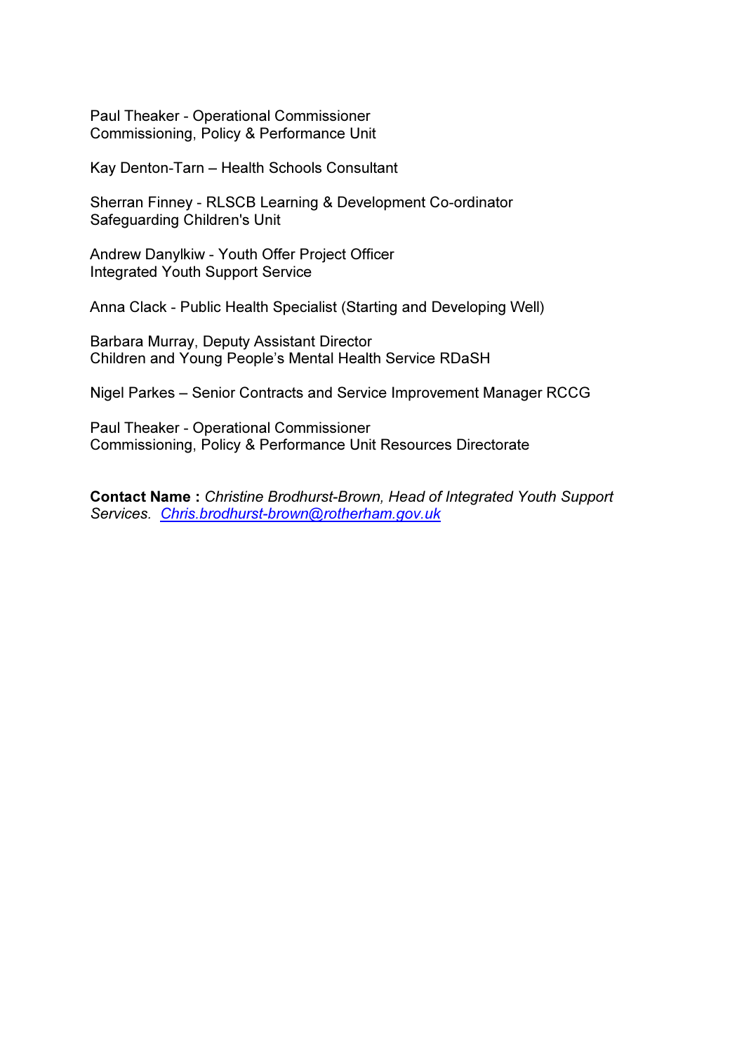Paul Theaker - Operational Commissioner
Commissioning, Policy & Performance Unit

Kay Denton-Tarn – Health Schools Consultant

Sherran Finney - RLSCB Learning & Development Co-ordinator
Safeguarding Children's Unit

Andrew Danylkiw - Youth Offer Project Officer
Integrated Youth Support Service

Anna Clack - Public Health Specialist (Starting and Developing Well)

Barbara Murray, Deputy Assistant Director
Children and Young People's Mental Health Service RDaSH

Nigel Parkes – Senior Contracts and Service Improvement Manager RCCG

Paul Theaker - Operational Commissioner
Commissioning, Policy & Performance Unit Resources Directorate

**Contact Name :** *Christine Brodhurst-Brown, Head of Integrated Youth Support Services. [Chris.brodhurst-brown@rotherham.gov.uk](mailto:Chris.brodhurst-brown@rotherham.gov.uk)*